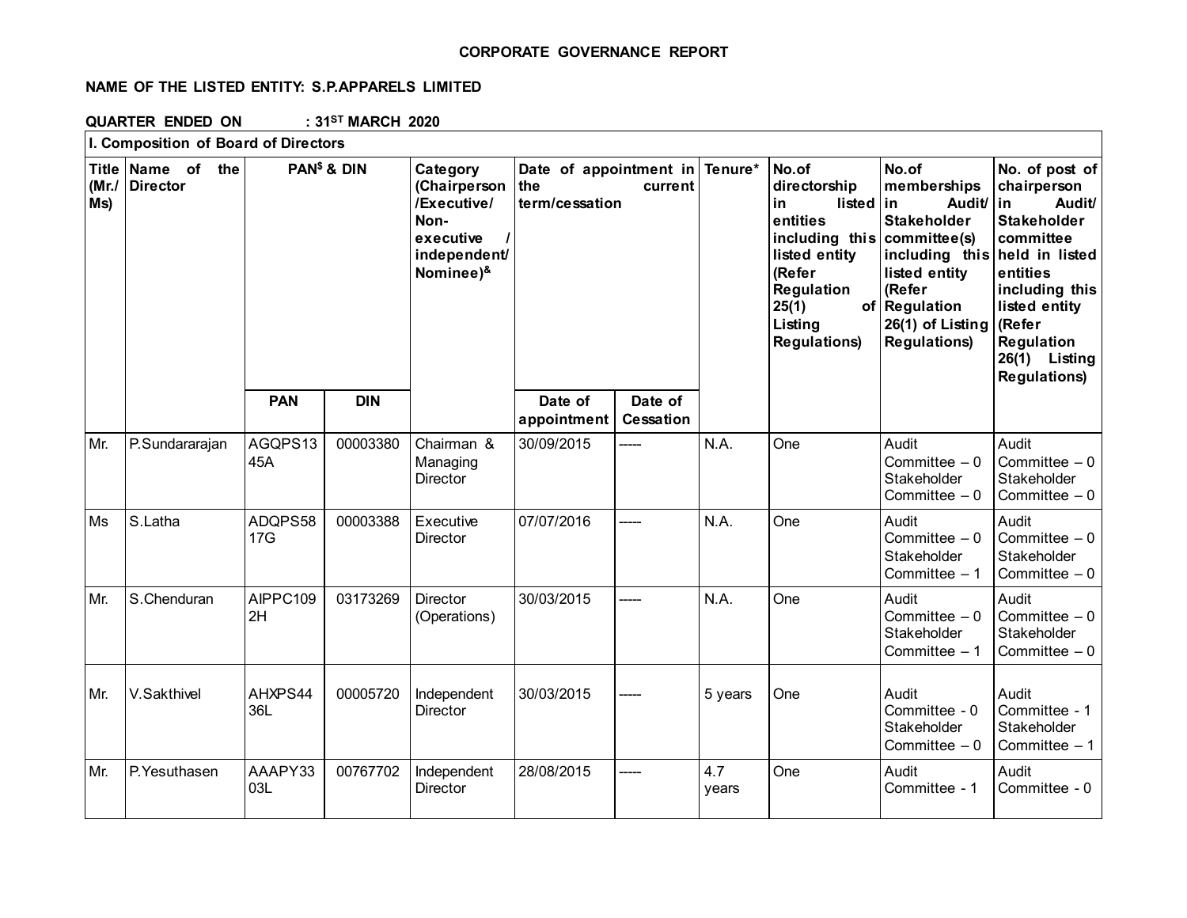**CORPORATE GOVERNANCE REPORT**

**NAME OF THE LISTED ENTITY: S.P.APPARELS LIMITED**

**QUARTER ENDED ON : 31ST MARCH 2020**

**I. Composition of Board of Directors**

| Title (Mr./ Ms) | Name of the Director | PAN$ & DIN | | Category (Chairperson /Executive/ Non-executive / independent/ Nominee)& | Date of appointment in the current term/cessation | | Tenure* | No.of directorship in listed entities including this listed entity (Refer Regulation 25(1) of Listing Regulations) | No.of memberships in Audit/ Stakeholder committee(s) including this listed entity (Refer Regulation 26(1) of Listing Regulations) | No. of post of chairperson in Audit/ Stakeholder committee held in listed entities including this listed entity (Refer Regulation 26(1) Listing Regulations) |
|---|---|---|---|---|---|---|---|---|---|---|
| | | PAN | DIN | | Date of appointment | Date of Cessation | | | | |
| Mr. | P.Sundararajan | AGQPS1345A | 00003380 | Chairman & Managing Director | 30/09/2015 | ----- | N.A. | One | Audit Committee – 0 Stakeholder Committee – 0 | Audit Committee – 0 Stakeholder Committee – 0 |
| Ms | S.Latha | ADQPS5817G | 00003388 | Executive Director | 07/07/2016 | ----- | N.A. | One | Audit Committee – 0 Stakeholder Committee – 1 | Audit Committee – 0 Stakeholder Committee – 0 |
| Mr. | S.Chenduran | AIPPC1092H | 03173269 | Director (Operations) | 30/03/2015 | ----- | N.A. | One | Audit Committee – 0 Stakeholder Committee – 1 | Audit Committee – 0 Stakeholder Committee – 0 |
| Mr. | V.Sakthivel | AHXPS4436L | 00005720 | Independent Director | 30/03/2015 | ----- | 5 years | One | Audit Committee - 0 Stakeholder Committee – 0 | Audit Committee - 1 Stakeholder Committee – 1 |
| Mr. | P.Yesuthasen | AAAPY3303L | 00767702 | Independent Director | 28/08/2015 | ----- | 4.7 years | One | Audit Committee - 1 | Audit Committee - 0 |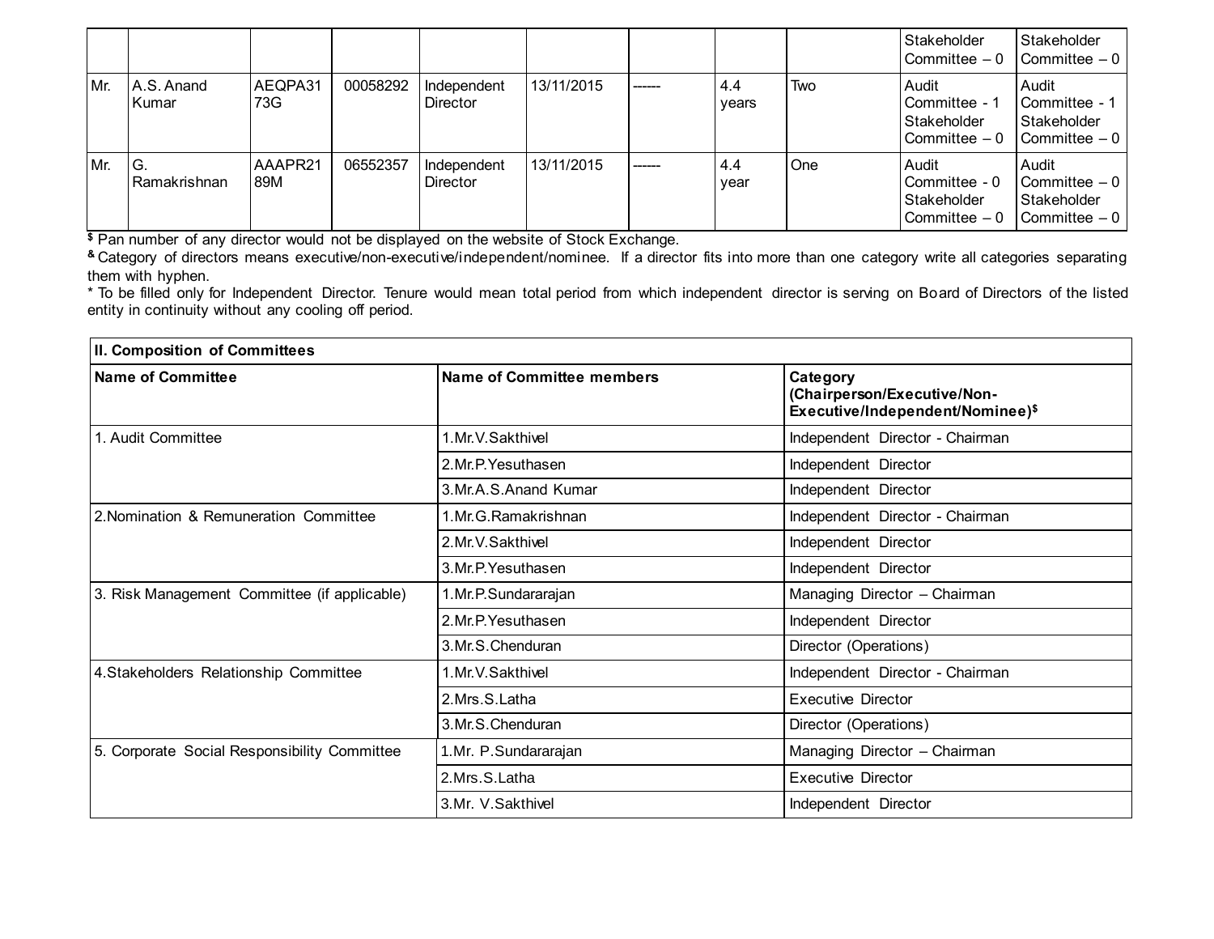| | | | | | | | | | | |
|---|---|---|---|---|---|---|---|---|---|---|
| | | | | | | | | | Stakeholder Committee – 0 | Stakeholder Committee – 0 |
| Mr. | A.S. Anand Kumar | AEQPA3173G | 00058292 | Independent Director | 13/11/2015 | ------ | 4.4 years | Two | Audit Committee - 1 Stakeholder Committee – 0 | Audit Committee - 1 Stakeholder Committee – 0 |
| Mr. | G. Ramakrishnan | AAAPR2189M | 06552357 | Independent Director | 13/11/2015 | ------ | 4.4 year | One | Audit Committee - 0 Stakeholder Committee – 0 | Audit Committee – 0 Stakeholder Committee – 0 |

$ Pan number of any director would not be displayed on the website of Stock Exchange.

& Category of directors means executive/non-executive/independent/nominee. If a director fits into more than one category write all categories separating them with hyphen.

\* To be filled only for Independent Director. Tenure would mean total period from which independent director is serving on Board of Directors of the listed entity in continuity without any cooling off period.

| **II. Composition of Committees** | | |
|---|---|---|
| **Name of Committee** | **Name of Committee members** | **Category (Chairperson/Executive/Non-Executive/Independent/Nominee)$** |
| 1. Audit Committee | 1.Mr.V.Sakthivel | Independent Director - Chairman |
| | 2.Mr.P.Yesuthasen | Independent Director |
| | 3.Mr.A.S.Anand Kumar | Independent Director |
| 2.Nomination & Remuneration Committee | 1.Mr.G.Ramakrishnan | Independent Director - Chairman |
| | 2.Mr.V.Sakthivel | Independent Director |
| | 3.Mr.P.Yesuthasen | Independent Director |
| 3. Risk Management Committee (if applicable) | 1.Mr.P.Sundararajan | Managing Director – Chairman |
| | 2.Mr.P.Yesuthasen | Independent Director |
| | 3.Mr.S.Chenduran | Director (Operations) |
| 4.Stakeholders Relationship Committee | 1.Mr.V.Sakthivel | Independent Director - Chairman |
| | 2.Mrs.S.Latha | Executive Director |
| | 3.Mr.S.Chenduran | Director (Operations) |
| 5. Corporate Social Responsibility Committee | 1.Mr. P.Sundararajan | Managing Director – Chairman |
| | 2.Mrs.S.Latha | Executive Director |
| | 3.Mr. V.Sakthivel | Independent Director |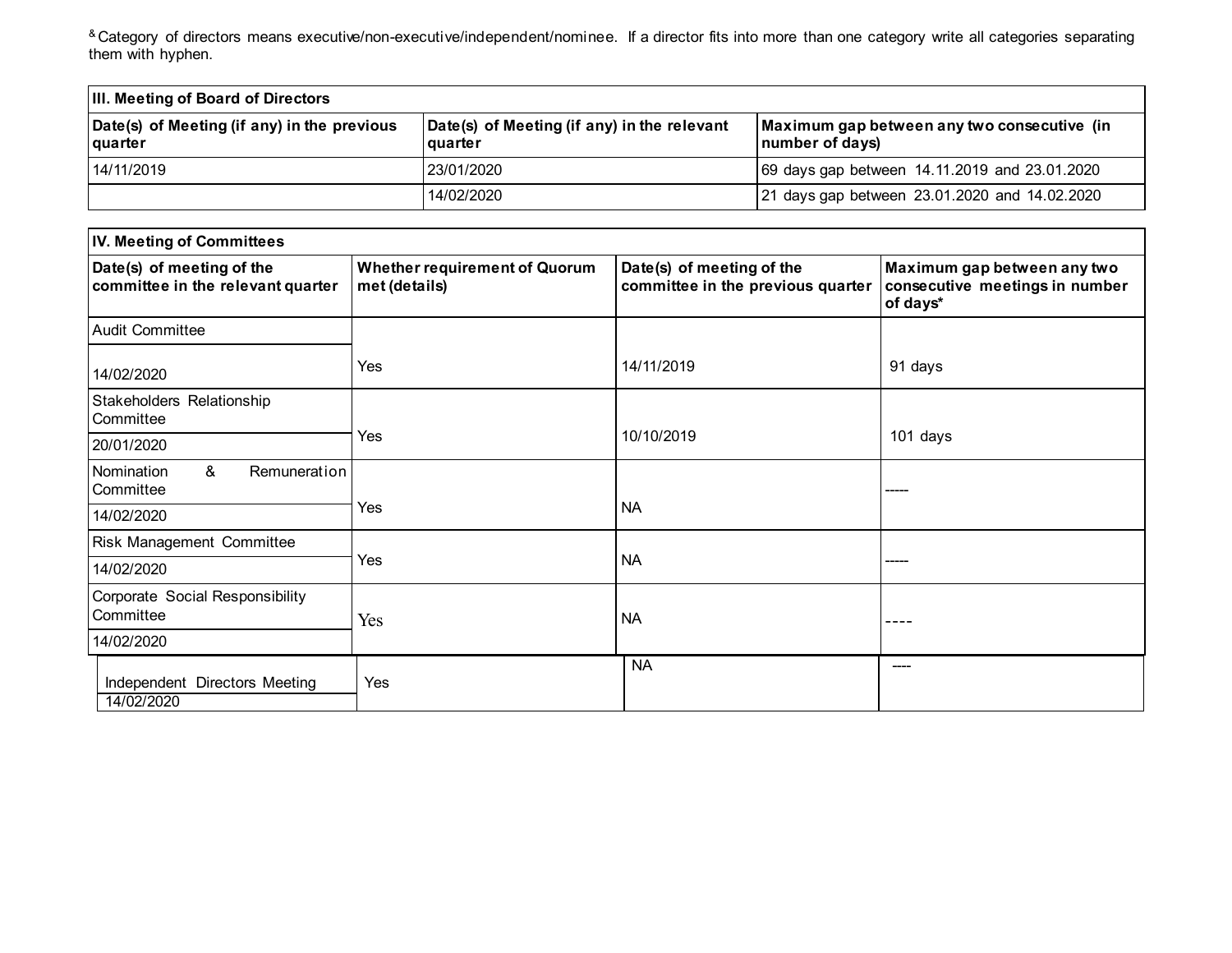[&] Category of directors means executive/non-executive/independent/nominee. If a director fits into more than one category write all categories separating them with hyphen.

| III. Meeting of Board of Directors | | |
|---|---|---|
| **Date(s) of Meeting (if any) in the previous quarter** | **Date(s) of Meeting (if any) in the relevant quarter** | **Maximum gap between any two consecutive (in number of days)** |
| 14/11/2019 | 23/01/2020 | 69 days gap between 14.11.2019 and 23.01.2020 |
| | 14/02/2020 | 21 days gap between 23.01.2020 and 14.02.2020 |

| IV. Meeting of Committees | | | |
|---|---|---|---|
| **Date(s) of meeting of the committee in the relevant quarter** | **Whether requirement of Quorum met (details)** | **Date(s) of meeting of the committee in the previous quarter** | **Maximum gap between any two consecutive meetings in number of days*** |
| Audit Committee 14/02/2020 | Yes | 14/11/2019 | 91 days |
| Stakeholders Relationship Committee 20/01/2020 | Yes | 10/10/2019 | 101 days |
| Nomination & Remuneration Committee 14/02/2020 | Yes | NA | ----- |
| Risk Management Committee 14/02/2020 | Yes | NA | ----- |
| Corporate Social Responsibility Committee 14/02/2020 | Yes | NA | ---- |
| Independent Directors Meeting 14/02/2020 | Yes | NA | ---- |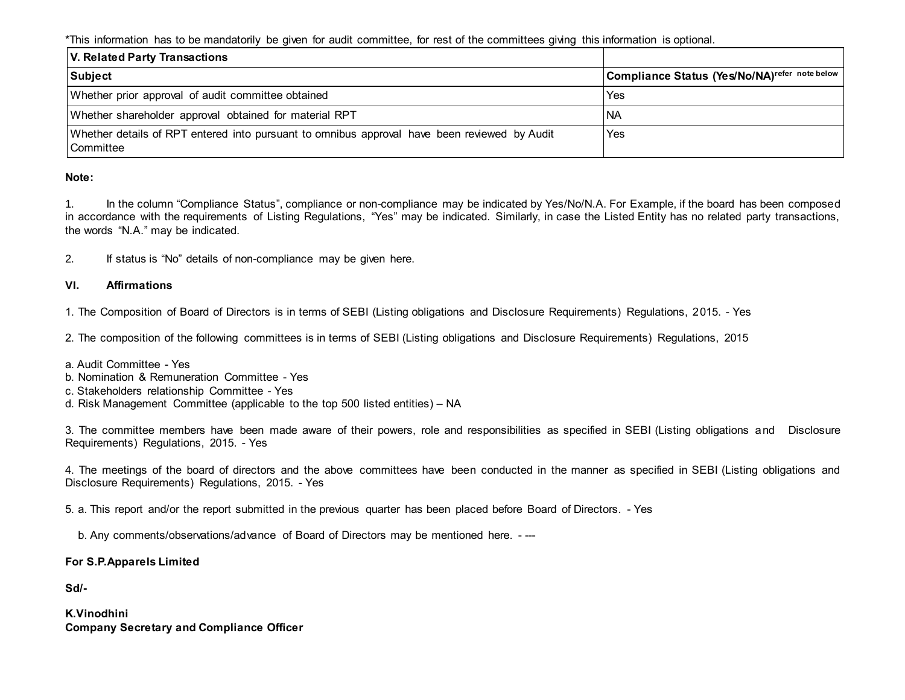*This information has to be mandatorily be given for audit committee, for rest of the committees giving this information is optional.

| V. Related Party Transactions | |
|---|---|
| **Subject** | **Compliance Status (Yes/No/NA)[refer note below]** |
| Whether prior approval of audit committee obtained | Yes |
| Whether shareholder approval obtained for material RPT | NA |
| Whether details of RPT entered into pursuant to omnibus approval have been reviewed by Audit Committee | Yes |

**Note:**

1. In the column "Compliance Status", compliance or non-compliance may be indicated by Yes/No/N.A. For Example, if the board has been composed in accordance with the requirements of Listing Regulations, "Yes" may be indicated. Similarly, in case the Listed Entity has no related party transactions, the words "N.A." may be indicated.

2. If status is "No" details of non-compliance may be given here.

**VI. Affirmations**

1. The Composition of Board of Directors is in terms of SEBI (Listing obligations and Disclosure Requirements) Regulations, 2015. - Yes

2. The composition of the following committees is in terms of SEBI (Listing obligations and Disclosure Requirements) Regulations, 2015

a. Audit Committee - Yes
b. Nomination & Remuneration Committee - Yes
c. Stakeholders relationship Committee - Yes
d. Risk Management Committee (applicable to the top 500 listed entities) – NA

3. The committee members have been made aware of their powers, role and responsibilities as specified in SEBI (Listing obligations and Disclosure Requirements) Regulations, 2015. - Yes

4. The meetings of the board of directors and the above committees have been conducted in the manner as specified in SEBI (Listing obligations and Disclosure Requirements) Regulations, 2015. - Yes

5. a. This report and/or the report submitted in the previous quarter has been placed before Board of Directors. - Yes

b. Any comments/observations/advance of Board of Directors may be mentioned here. - ---

**For S.P.Apparels Limited**

**Sd/-**

**K.Vinodhini**
**Company Secretary and Compliance Officer**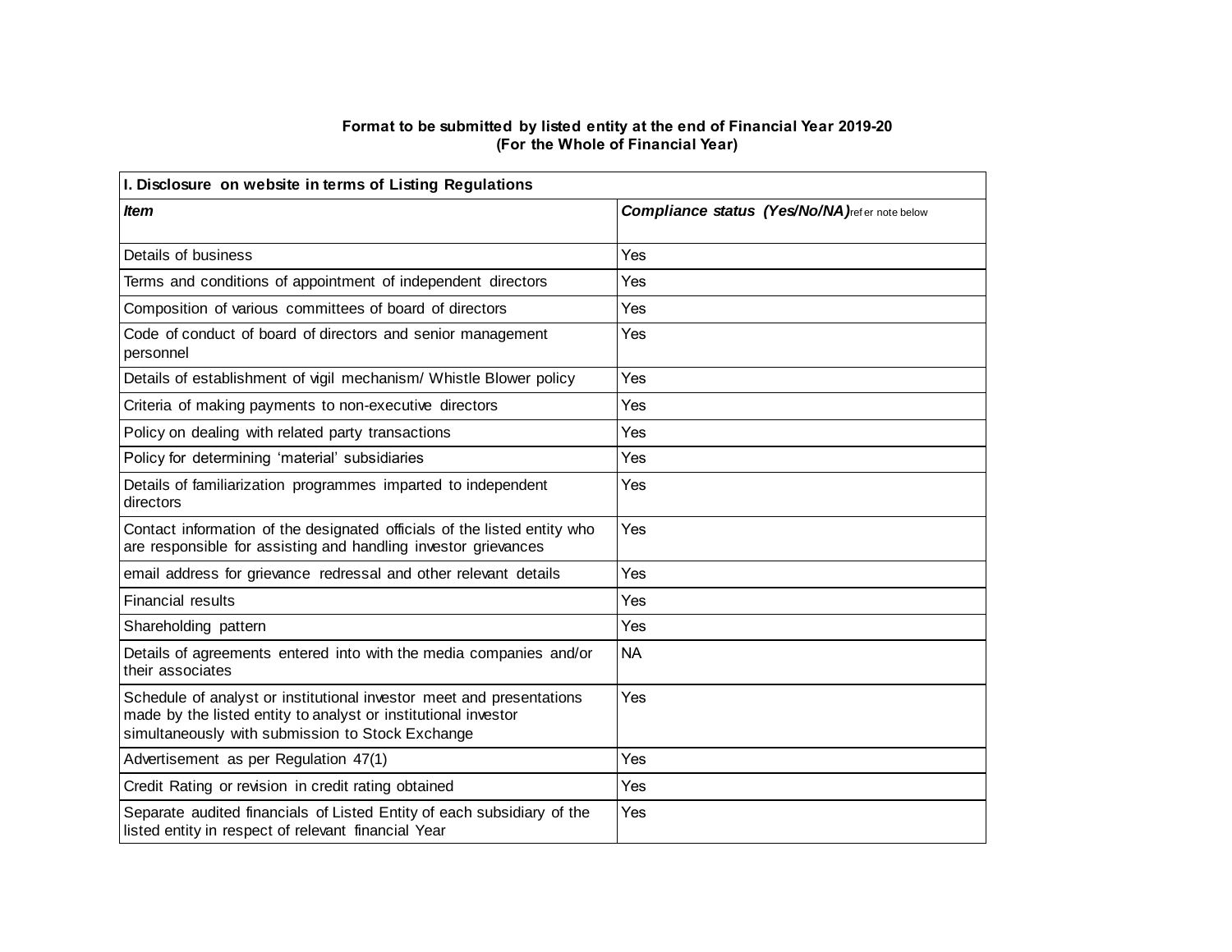**Format to be submitted by listed entity at the end of Financial Year 2019-20**
**(For the Whole of Financial Year)**

| I. Disclosure on website in terms of Listing Regulations | |
|---|---|
| ***Item*** | ***Compliance status (Yes/No/NA)*** refer note below |
| Details of business | Yes |
| Terms and conditions of appointment of independent directors | Yes |
| Composition of various committees of board of directors | Yes |
| Code of conduct of board of directors and senior management personnel | Yes |
| Details of establishment of vigil mechanism/ Whistle Blower policy | Yes |
| Criteria of making payments to non-executive directors | Yes |
| Policy on dealing with related party transactions | Yes |
| Policy for determining 'material' subsidiaries | Yes |
| Details of familiarization programmes imparted to independent directors | Yes |
| Contact information of the designated officials of the listed entity who are responsible for assisting and handling investor grievances | Yes |
| email address for grievance redressal and other relevant details | Yes |
| Financial results | Yes |
| Shareholding pattern | Yes |
| Details of agreements entered into with the media companies and/or their associates | NA |
| Schedule of analyst or institutional investor meet and presentations made by the listed entity to analyst or institutional investor simultaneously with submission to Stock Exchange | Yes |
| Advertisement as per Regulation 47(1) | Yes |
| Credit Rating or revision in credit rating obtained | Yes |
| Separate audited financials of Listed Entity of each subsidiary of the listed entity in respect of relevant financial Year | Yes |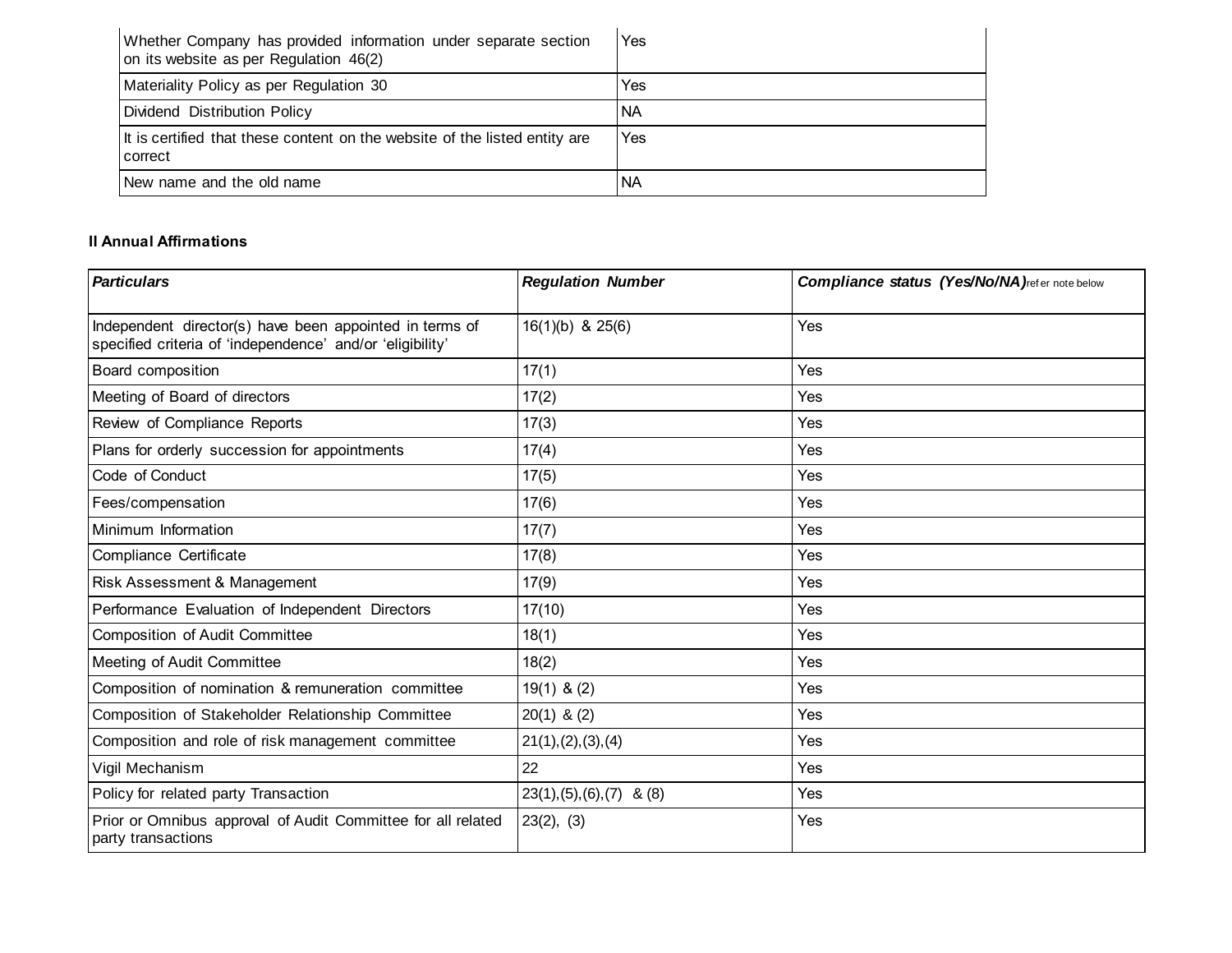| | |
|---|---|
| Whether Company has provided information under separate section on its website as per Regulation 46(2) | Yes |
| Materiality Policy as per Regulation 30 | Yes |
| Dividend Distribution Policy | NA |
| It is certified that these content on the website of the listed entity are correct | Yes |
| New name and the old name | NA |

**II Annual Affirmations**

| ***Particulars*** | ***Regulation Number*** | ***Compliance status (Yes/No/NA)*** refer note below |
|---|---|---|
| Independent director(s) have been appointed in terms of specified criteria of 'independence' and/or 'eligibility' | 16(1)(b) & 25(6) | Yes |
| Board composition | 17(1) | Yes |
| Meeting of Board of directors | 17(2) | Yes |
| Review of Compliance Reports | 17(3) | Yes |
| Plans for orderly succession for appointments | 17(4) | Yes |
| Code of Conduct | 17(5) | Yes |
| Fees/compensation | 17(6) | Yes |
| Minimum Information | 17(7) | Yes |
| Compliance Certificate | 17(8) | Yes |
| Risk Assessment & Management | 17(9) | Yes |
| Performance Evaluation of Independent Directors | 17(10) | Yes |
| Composition of Audit Committee | 18(1) | Yes |
| Meeting of Audit Committee | 18(2) | Yes |
| Composition of nomination & remuneration committee | 19(1) & (2) | Yes |
| Composition of Stakeholder Relationship Committee | 20(1) & (2) | Yes |
| Composition and role of risk management committee | 21(1),(2),(3),(4) | Yes |
| Vigil Mechanism | 22 | Yes |
| Policy for related party Transaction | 23(1),(5),(6),(7) & (8) | Yes |
| Prior or Omnibus approval of Audit Committee for all related party transactions | 23(2), (3) | Yes |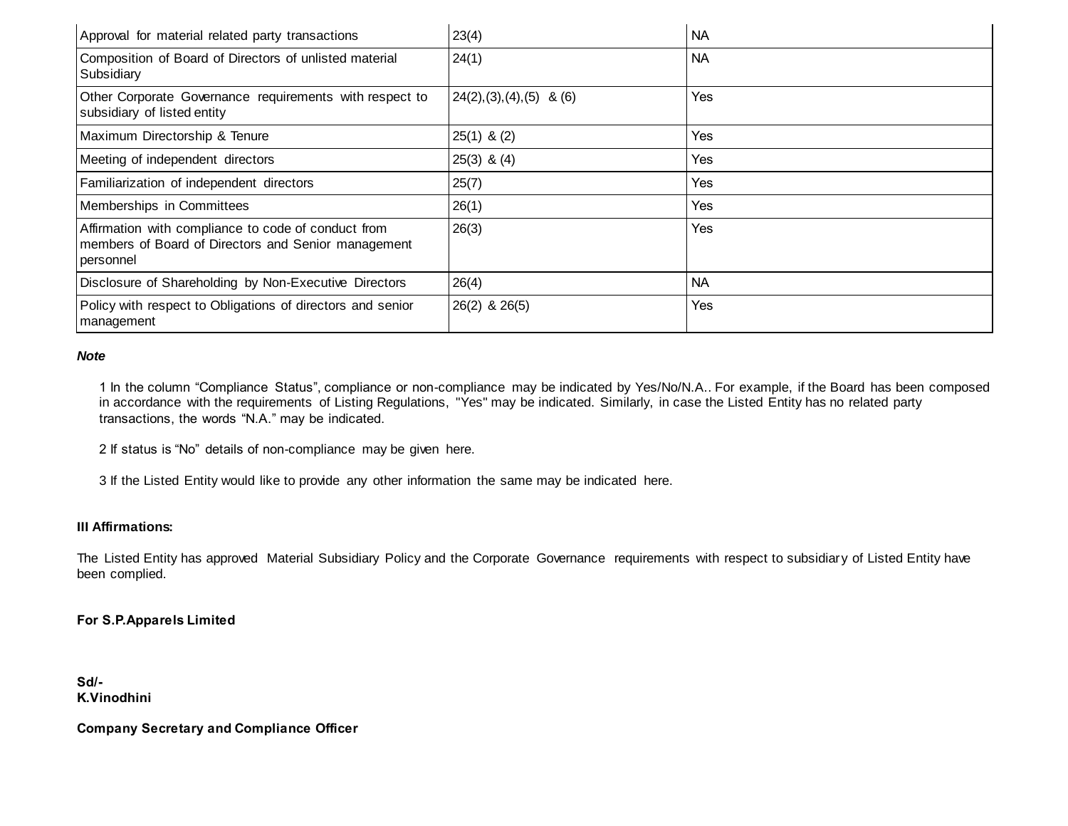| | | |
|---|---|---|
| Approval for material related party transactions | 23(4) | NA |
| Composition of Board of Directors of unlisted material Subsidiary | 24(1) | NA |
| Other Corporate Governance requirements with respect to subsidiary of listed entity | 24(2),(3),(4),(5) & (6) | Yes |
| Maximum Directorship & Tenure | 25(1) & (2) | Yes |
| Meeting of independent directors | 25(3) & (4) | Yes |
| Familiarization of independent directors | 25(7) | Yes |
| Memberships in Committees | 26(1) | Yes |
| Affirmation with compliance to code of conduct from members of Board of Directors and Senior management personnel | 26(3) | Yes |
| Disclosure of Shareholding by Non-Executive Directors | 26(4) | NA |
| Policy with respect to Obligations of directors and senior management | 26(2) & 26(5) | Yes |

***Note***

1 In the column "Compliance Status", compliance or non-compliance may be indicated by Yes/No/N.A.. For example, if the Board has been composed in accordance with the requirements of Listing Regulations, "Yes" may be indicated. Similarly, in case the Listed Entity has no related party transactions, the words "N.A." may be indicated.

2 If status is "No" details of non-compliance may be given here.

3 If the Listed Entity would like to provide any other information the same may be indicated here.

**III Affirmations:**

The Listed Entity has approved Material Subsidiary Policy and the Corporate Governance requirements with respect to subsidiary of Listed Entity have been complied.

**For S.P.Apparels Limited**

**Sd/-**
**K.Vinodhini**

**Company Secretary and Compliance Officer**